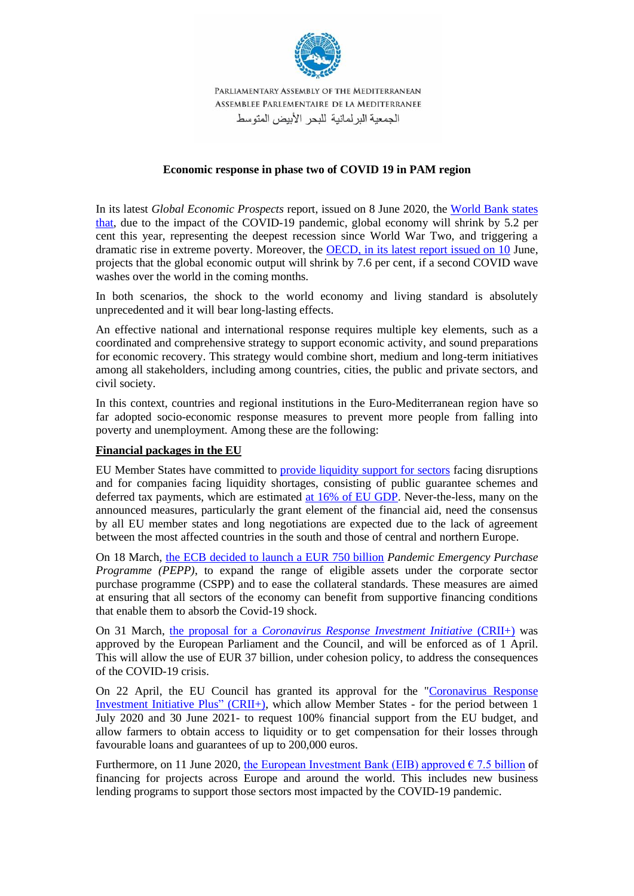PARLIAMENTARY ASSEMBLY OF THE MEDITERRANEAN
ASSEMBLEE PARLEMENTAIRE DE LA MEDITERRANEE
الجمعية البرلمانية للبحر الأبيض المتوسط

**Economic response in phase two of COVID 19 in PAM region**

In its latest *Global Economic Prospects* report, issued on 8 June 2020, the World Bank states that, due to the impact of the COVID-19 pandemic, global economy will shrink by 5.2 per cent this year, representing the deepest recession since World War Two, and triggering a dramatic rise in extreme poverty. Moreover, the OECD, in its latest report issued on 10 June, projects that the global economic output will shrink by 7.6 per cent, if a second COVID wave washes over the world in the coming months.

In both scenarios, the shock to the world economy and living standard is absolutely unprecedented and it will bear long-lasting effects.

An effective national and international response requires multiple key elements, such as a coordinated and comprehensive strategy to support economic activity, and sound preparations for economic recovery. This strategy would combine short, medium and long-term initiatives among all stakeholders, including among countries, cities, the public and private sectors, and civil society.

In this context, countries and regional institutions in the Euro-Mediterranean region have so far adopted socio-economic response measures to prevent more people from falling into poverty and unemployment. Among these are the following:

**Financial packages in the EU**

EU Member States have committed to provide liquidity support for sectors facing disruptions and for companies facing liquidity shortages, consisting of public guarantee schemes and deferred tax payments, which are estimated at 16% of EU GDP. Never-the-less, many on the announced measures, particularly the grant element of the financial aid, need the consensus by all EU member states and long negotiations are expected due to the lack of agreement between the most affected countries in the south and those of central and northern Europe.

On 18 March, the ECB decided to launch a EUR 750 billion *Pandemic Emergency Purchase Programme (PEPP)*, to expand the range of eligible assets under the corporate sector purchase programme (CSPP) and to ease the collateral standards. These measures are aimed at ensuring that all sectors of the economy can benefit from supportive financing conditions that enable them to absorb the Covid-19 shock.

On 31 March, the proposal for a *Coronavirus Response Investment Initiative* (CRII+) was approved by the European Parliament and the Council, and will be enforced as of 1 April. This will allow the use of EUR 37 billion, under cohesion policy, to address the consequences of the COVID-19 crisis.

On 22 April, the EU Council has granted its approval for the "Coronavirus Response Investment Initiative Plus" (CRII+), which allow Member States - for the period between 1 July 2020 and 30 June 2021- to request 100% financial support from the EU budget, and allow farmers to obtain access to liquidity or to get compensation for their losses through favourable loans and guarantees of up to 200,000 euros.

Furthermore, on 11 June 2020, the European Investment Bank (EIB) approved € 7.5 billion of financing for projects across Europe and around the world. This includes new business lending programs to support those sectors most impacted by the COVID-19 pandemic.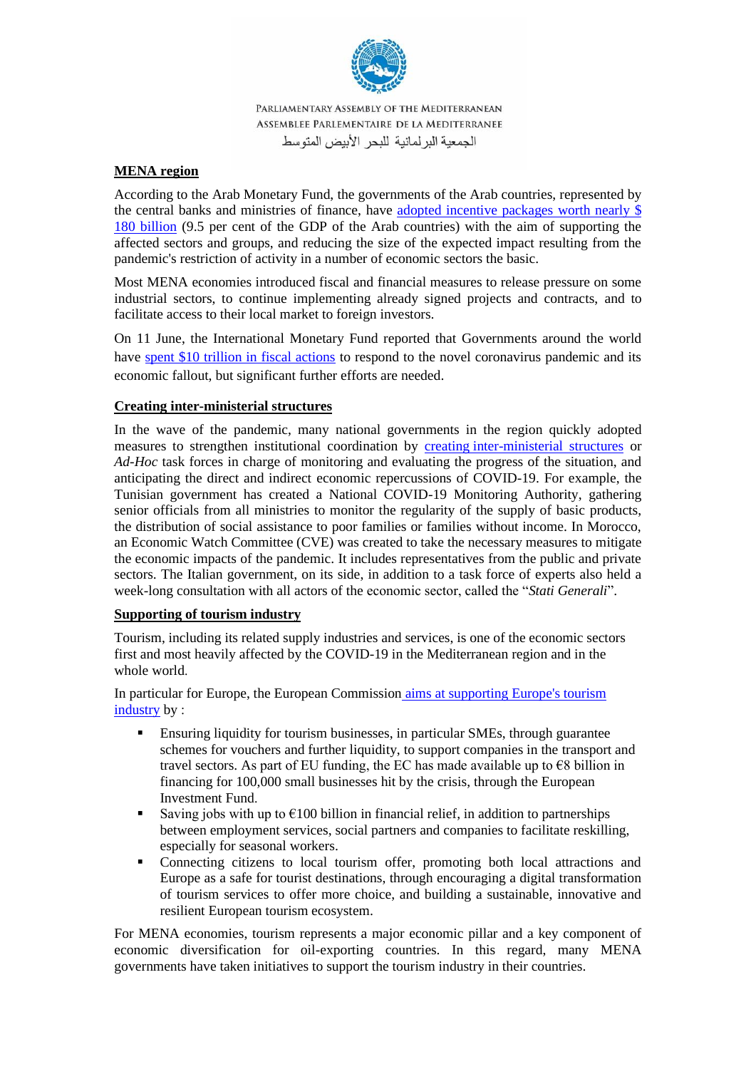**MENA region**

According to the Arab Monetary Fund, the governments of the Arab countries, represented by the central banks and ministries of finance, have adopted incentive packages worth nearly $ 180 billion (9.5 per cent of the GDP of the Arab countries) with the aim of supporting the affected sectors and groups, and reducing the size of the expected impact resulting from the pandemic's restriction of activity in a number of economic sectors the basic.

Most MENA economies introduced fiscal and financial measures to release pressure on some industrial sectors, to continue implementing already signed projects and contracts, and to facilitate access to their local market to foreign investors.

On 11 June, the International Monetary Fund reported that Governments around the world have spent $10 trillion in fiscal actions to respond to the novel coronavirus pandemic and its economic fallout, but significant further efforts are needed.

**Creating inter-ministerial structures**

In the wave of the pandemic, many national governments in the region quickly adopted measures to strengthen institutional coordination by creating inter-ministerial structures or *Ad-Hoc* task forces in charge of monitoring and evaluating the progress of the situation, and anticipating the direct and indirect economic repercussions of COVID-19. For example, the Tunisian government has created a National COVID-19 Monitoring Authority, gathering senior officials from all ministries to monitor the regularity of the supply of basic products, the distribution of social assistance to poor families or families without income. In Morocco, an Economic Watch Committee (CVE) was created to take the necessary measures to mitigate the economic impacts of the pandemic. It includes representatives from the public and private sectors. The Italian government, on its side, in addition to a task force of experts also held a week-long consultation with all actors of the economic sector, called the "*Stati Generali*".

**Supporting of tourism industry**

Tourism, including its related supply industries and services, is one of the economic sectors first and most heavily affected by the COVID-19 in the Mediterranean region and in the whole world.

In particular for Europe, the European Commission aims at supporting Europe's tourism industry by :

- Ensuring liquidity for tourism businesses, in particular SMEs, through guarantee schemes for vouchers and further liquidity, to support companies in the transport and travel sectors. As part of EU funding, the EC has made available up to €8 billion in financing for 100,000 small businesses hit by the crisis, through the European Investment Fund.
- Saving jobs with up to €100 billion in financial relief, in addition to partnerships between employment services, social partners and companies to facilitate reskilling, especially for seasonal workers.
- Connecting citizens to local tourism offer, promoting both local attractions and Europe as a safe for tourist destinations, through encouraging a digital transformation of tourism services to offer more choice, and building a sustainable, innovative and resilient European tourism ecosystem.

For MENA economies, tourism represents a major economic pillar and a key component of economic diversification for oil-exporting countries. In this regard, many MENA governments have taken initiatives to support the tourism industry in their countries.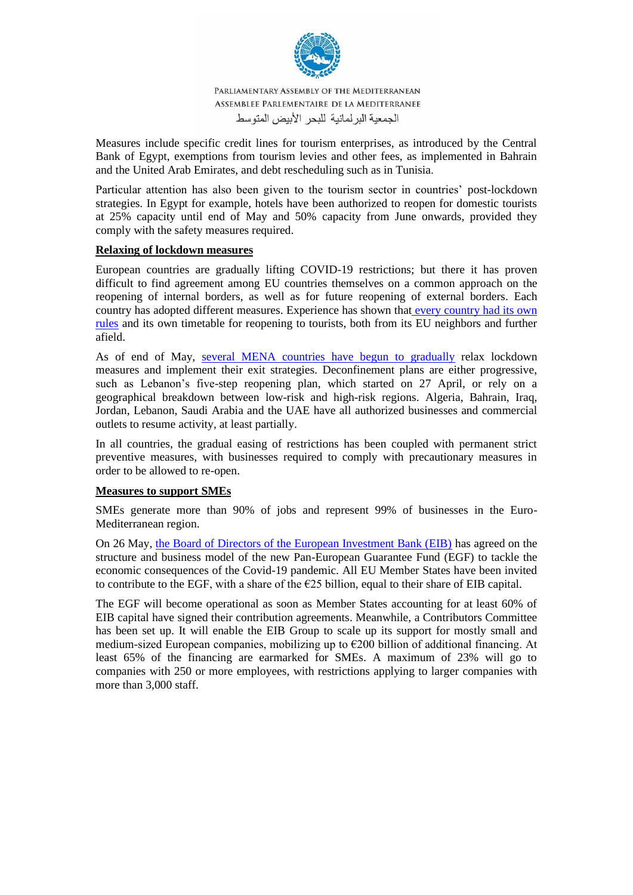Measures include specific credit lines for tourism enterprises, as introduced by the Central Bank of Egypt, exemptions from tourism levies and other fees, as implemented in Bahrain and the United Arab Emirates, and debt rescheduling such as in Tunisia.

Particular attention has also been given to the tourism sector in countries' post-lockdown strategies. In Egypt for example, hotels have been authorized to reopen for domestic tourists at 25% capacity until end of May and 50% capacity from June onwards, provided they comply with the safety measures required.

**Relaxing of lockdown measures**

European countries are gradually lifting COVID-19 restrictions; but there it has proven difficult to find agreement among EU countries themselves on a common approach on the reopening of internal borders, as well as for future reopening of external borders. Each country has adopted different measures. Experience has shown that every country had its own rules and its own timetable for reopening to tourists, both from its EU neighbors and further afield.

As of end of May, several MENA countries have begun to gradually relax lockdown measures and implement their exit strategies. Deconfinement plans are either progressive, such as Lebanon's five-step reopening plan, which started on 27 April, or rely on a geographical breakdown between low-risk and high-risk regions. Algeria, Bahrain, Iraq, Jordan, Lebanon, Saudi Arabia and the UAE have all authorized businesses and commercial outlets to resume activity, at least partially.

In all countries, the gradual easing of restrictions has been coupled with permanent strict preventive measures, with businesses required to comply with precautionary measures in order to be allowed to re-open.

**Measures to support SMEs**

SMEs generate more than 90% of jobs and represent 99% of businesses in the Euro-Mediterranean region.

On 26 May, the Board of Directors of the European Investment Bank (EIB) has agreed on the structure and business model of the new Pan-European Guarantee Fund (EGF) to tackle the economic consequences of the Covid-19 pandemic. All EU Member States have been invited to contribute to the EGF, with a share of the €25 billion, equal to their share of EIB capital.

The EGF will become operational as soon as Member States accounting for at least 60% of EIB capital have signed their contribution agreements. Meanwhile, a Contributors Committee has been set up. It will enable the EIB Group to scale up its support for mostly small and medium-sized European companies, mobilizing up to €200 billion of additional financing. At least 65% of the financing are earmarked for SMEs. A maximum of 23% will go to companies with 250 or more employees, with restrictions applying to larger companies with more than 3,000 staff.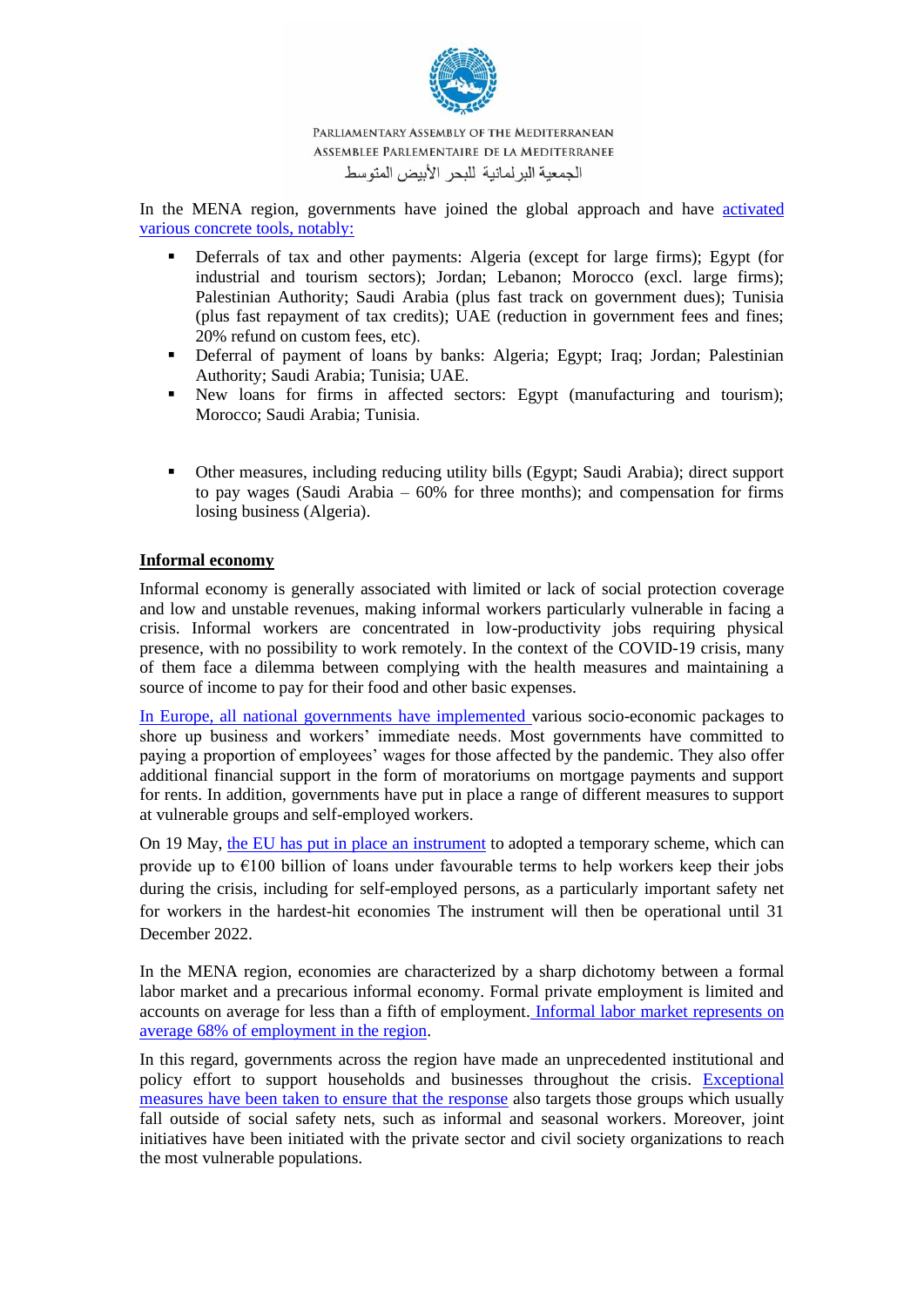In the MENA region, governments have joined the global approach and have activated various concrete tools, notably:

- Deferrals of tax and other payments: Algeria (except for large firms); Egypt (for industrial and tourism sectors); Jordan; Lebanon; Morocco (excl. large firms); Palestinian Authority; Saudi Arabia (plus fast track on government dues); Tunisia (plus fast repayment of tax credits); UAE (reduction in government fees and fines; 20% refund on custom fees, etc).
- Deferral of payment of loans by banks: Algeria; Egypt; Iraq; Jordan; Palestinian Authority; Saudi Arabia; Tunisia; UAE.
- New loans for firms in affected sectors: Egypt (manufacturing and tourism); Morocco; Saudi Arabia; Tunisia.

- Other measures, including reducing utility bills (Egypt; Saudi Arabia); direct support to pay wages (Saudi Arabia – 60% for three months); and compensation for firms losing business (Algeria).

**Informal economy**

Informal economy is generally associated with limited or lack of social protection coverage and low and unstable revenues, making informal workers particularly vulnerable in facing a crisis. Informal workers are concentrated in low-productivity jobs requiring physical presence, with no possibility to work remotely. In the context of the COVID-19 crisis, many of them face a dilemma between complying with the health measures and maintaining a source of income to pay for their food and other basic expenses.

In Europe, all national governments have implemented various socio-economic packages to shore up business and workers' immediate needs. Most governments have committed to paying a proportion of employees' wages for those affected by the pandemic. They also offer additional financial support in the form of moratoriums on mortgage payments and support for rents. In addition, governments have put in place a range of different measures to support at vulnerable groups and self-employed workers.

On 19 May, the EU has put in place an instrument to adopted a temporary scheme, which can provide up to €100 billion of loans under favourable terms to help workers keep their jobs during the crisis, including for self-employed persons, as a particularly important safety net for workers in the hardest-hit economies The instrument will then be operational until 31 December 2022.

In the MENA region, economies are characterized by a sharp dichotomy between a formal labor market and a precarious informal economy. Formal private employment is limited and accounts on average for less than a fifth of employment. Informal labor market represents on average 68% of employment in the region.

In this regard, governments across the region have made an unprecedented institutional and policy effort to support households and businesses throughout the crisis. Exceptional measures have been taken to ensure that the response also targets those groups which usually fall outside of social safety nets, such as informal and seasonal workers. Moreover, joint initiatives have been initiated with the private sector and civil society organizations to reach the most vulnerable populations.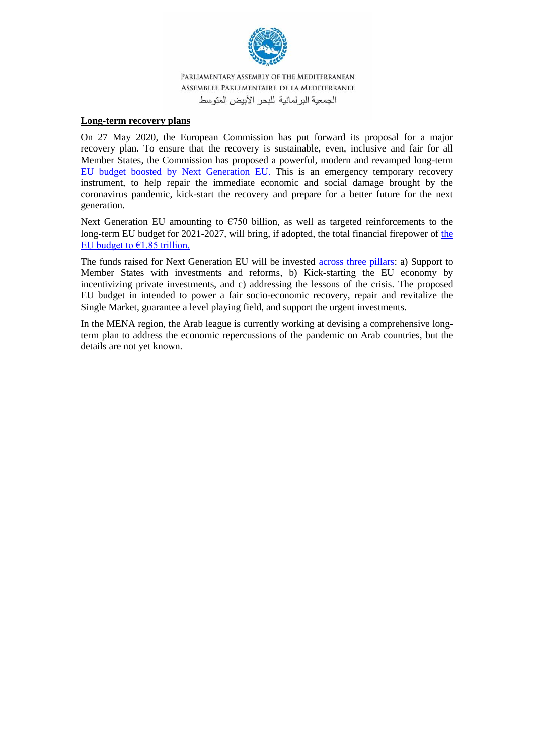**Long-term recovery plans**

On 27 May 2020, the European Commission has put forward its proposal for a major recovery plan. To ensure that the recovery is sustainable, even, inclusive and fair for all Member States, the Commission has proposed a powerful, modern and revamped long-term EU budget boosted by Next Generation EU. This is an emergency temporary recovery instrument, to help repair the immediate economic and social damage brought by the coronavirus pandemic, kick-start the recovery and prepare for a better future for the next generation.

Next Generation EU amounting to €750 billion, as well as targeted reinforcements to the long-term EU budget for 2021-2027, will bring, if adopted, the total financial firepower of the EU budget to €1.85 trillion.

The funds raised for Next Generation EU will be invested across three pillars: a) Support to Member States with investments and reforms, b) Kick-starting the EU economy by incentivizing private investments, and c) addressing the lessons of the crisis. The proposed EU budget in intended to power a fair socio-economic recovery, repair and revitalize the Single Market, guarantee a level playing field, and support the urgent investments.

In the MENA region, the Arab league is currently working at devising a comprehensive long-term plan to address the economic repercussions of the pandemic on Arab countries, but the details are not yet known.